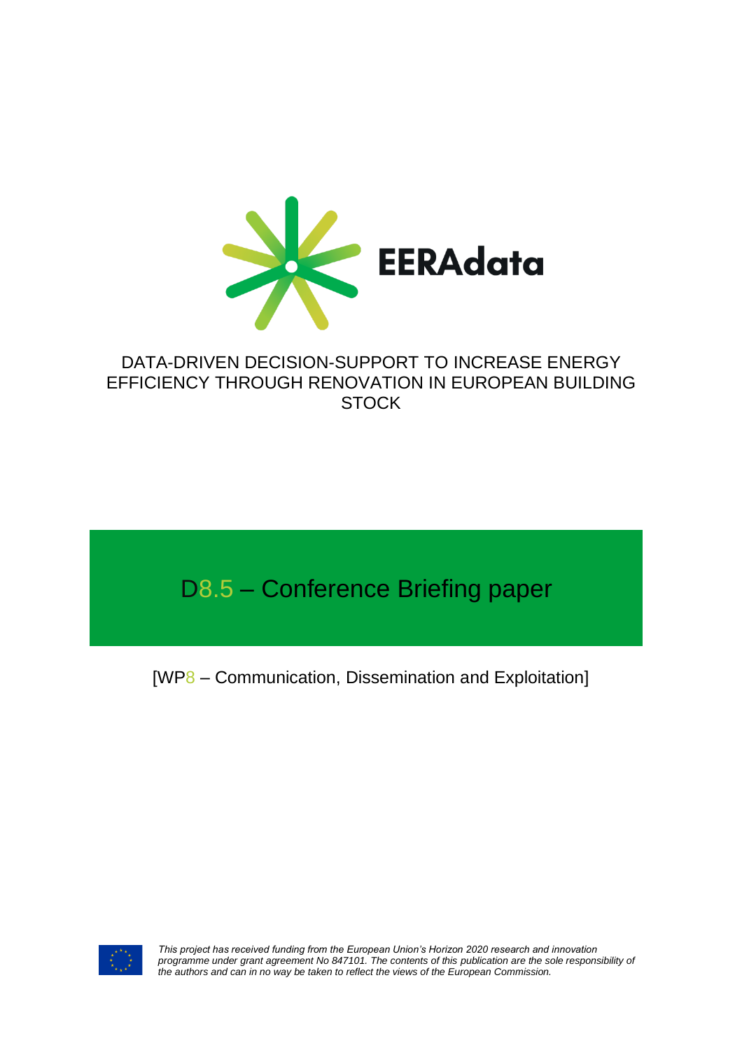EERAdata

DATA-DRIVEN DECISION-SUPPORT TO INCREASE ENERGY EFFICIENCY THROUGH RENOVATION IN EUROPEAN BUILDING STOCK

# D8.5 – Conference Briefing paper

[WP8 – Communication, Dissemination and Exploitation]

*This project has received funding from the European Union's Horizon 2020 research and innovation programme under grant agreement No 847101. The contents of this publication are the sole responsibility of the authors and can in no way be taken to reflect the views of the European Commission.*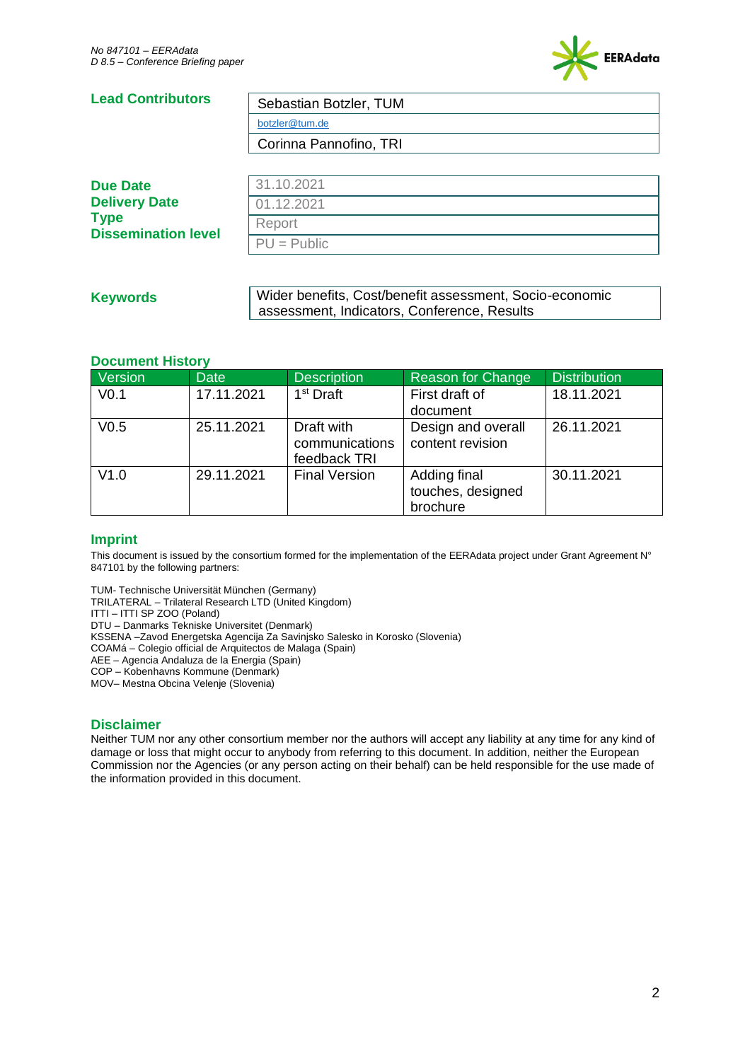**Lead Contributors**

| | |
|---|---|
| Sebastian Botzler, TUM | |
| botzler@tum.de | |
| Corinna Pannofino, TRI | |

| | |
|---|---|
| **Due Date** | 31.10.2021 |
| **Delivery Date** | 01.12.2021 |
| **Type** | Report |
| **Dissemination level** | PU = Public |

**Keywords** Wider benefits, Cost/benefit assessment, Socio-economic assessment, Indicators, Conference, Results

## Document History

| Version | Date | Description | Reason for Change | Distribution |
|---|---|---|---|---|
| V0.1 | 17.11.2021 | 1st Draft | First draft of document | 18.11.2021 |
| V0.5 | 25.11.2021 | Draft with communications feedback TRI | Design and overall content revision | 26.11.2021 |
| V1.0 | 29.11.2021 | Final Version | Adding final touches, designed brochure | 30.11.2021 |

## Imprint

This document is issued by the consortium formed for the implementation of the EERAdata project under Grant Agreement N° 847101 by the following partners:

TUM- Technische Universität München (Germany)
TRILATERAL – Trilateral Research LTD (United Kingdom)
ITTI – ITTI SP ZOO (Poland)
DTU – Danmarks Tekniske Universitet (Denmark)
KSSENA –Zavod Energetska Agencija Za Savinjsko Salesko in Korosko (Slovenia)
COAMá – Colegio official de Arquitectos de Malaga (Spain)
AEE – Agencia Andaluza de la Energia (Spain)
COP – Kobenhavns Kommune (Denmark)
MOV– Mestna Obcina Velenje (Slovenia)

## Disclaimer

Neither TUM nor any other consortium member nor the authors will accept any liability at any time for any kind of damage or loss that might occur to anybody from referring to this document. In addition, neither the European Commission nor the Agencies (or any person acting on their behalf) can be held responsible for the use made of the information provided in this document.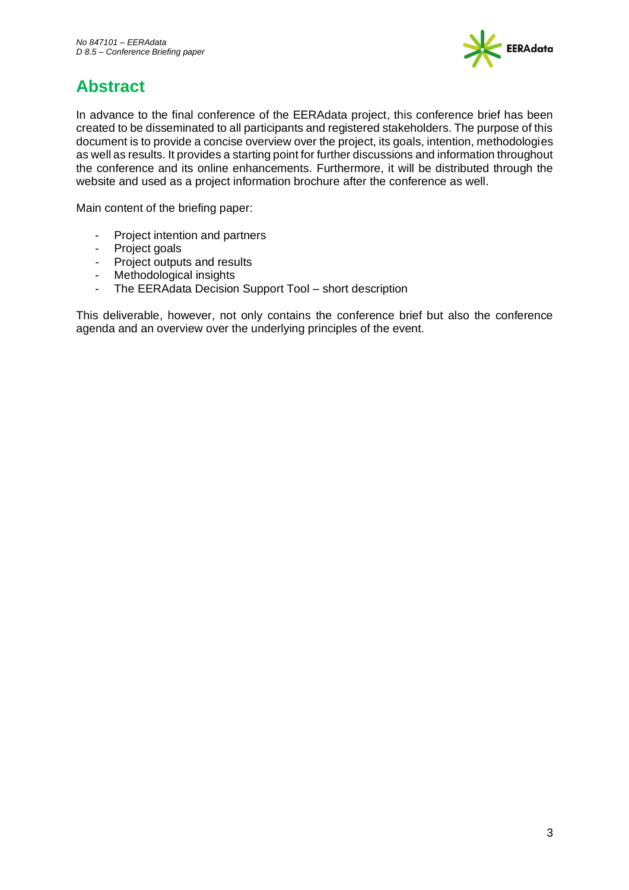# Abstract

In advance to the final conference of the EERAdata project, this conference brief has been created to be disseminated to all participants and registered stakeholders. The purpose of this document is to provide a concise overview over the project, its goals, intention, methodologies as well as results. It provides a starting point for further discussions and information throughout the conference and its online enhancements. Furthermore, it will be distributed through the website and used as a project information brochure after the conference as well.

Main content of the briefing paper:

- Project intention and partners
- Project goals
- Project outputs and results
- Methodological insights
- The EERAdata Decision Support Tool – short description

This deliverable, however, not only contains the conference brief but also the conference agenda and an overview over the underlying principles of the event.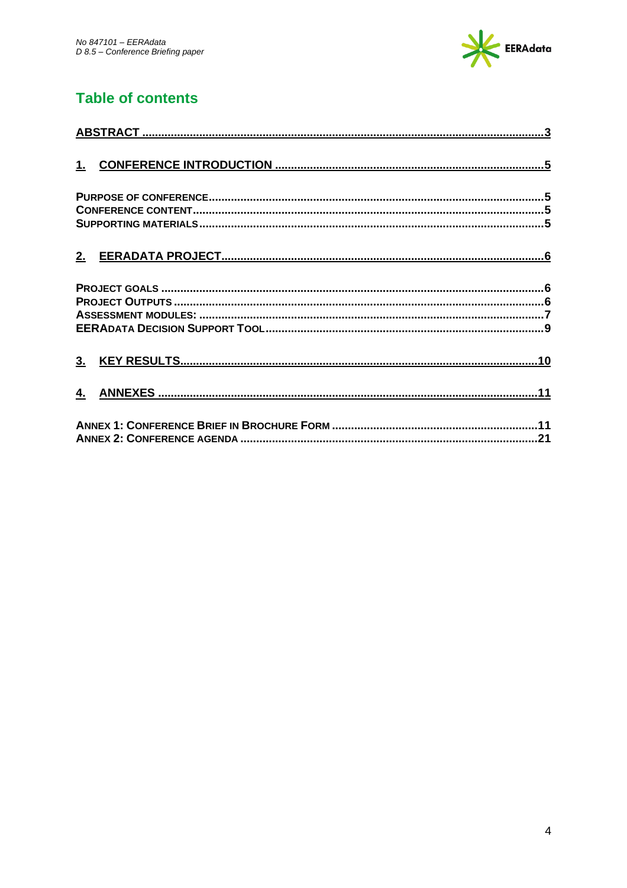## Table of contents

[ABSTRACT ........................................................................................................................... 3](#)

[1. CONFERENCE INTRODUCTION ................................................................................... 5](#)

PURPOSE OF CONFERENCE ........................................................................................................ 5
CONFERENCE CONTENT ............................................................................................................. 5
SUPPORTING MATERIALS ........................................................................................................... 5

[2. EERADATA PROJECT ................................................................................................... 6](#)

PROJECT GOALS ....................................................................................................................... 6
PROJECT OUTPUTS ................................................................................................................... 6
ASSESSMENT MODULES: ........................................................................................................... 7
EERADATA DECISION SUPPORT TOOL ....................................................................................... 9

[3. KEY RESULTS ............................................................................................................... 10](#)

[4. ANNEXES ...................................................................................................................... 11](#)

ANNEX 1: CONFERENCE BRIEF IN BROCHURE FORM ................................................................ 11
ANNEX 2: CONFERENCE AGENDA ............................................................................................. 21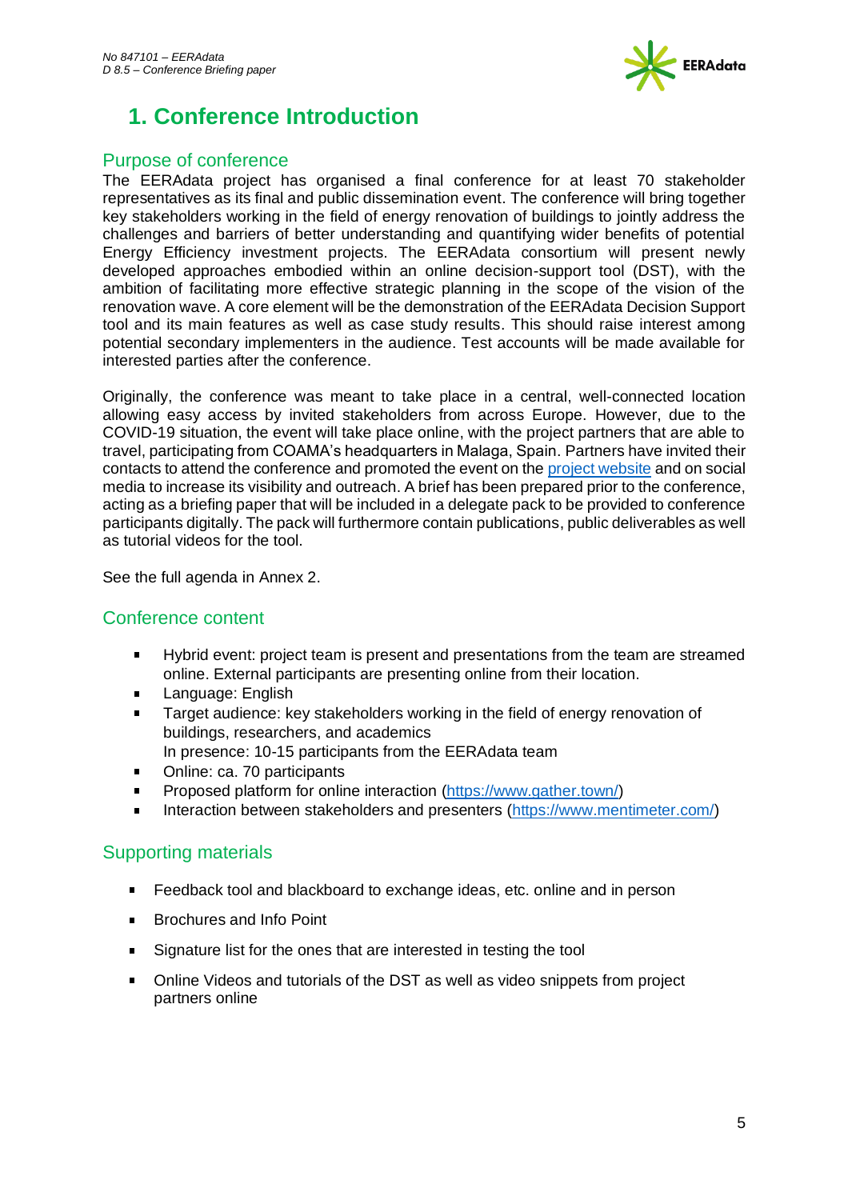# 1. Conference Introduction

## Purpose of conference

The EERAdata project has organised a final conference for at least 70 stakeholder representatives as its final and public dissemination event. The conference will bring together key stakeholders working in the field of energy renovation of buildings to jointly address the challenges and barriers of better understanding and quantifying wider benefits of potential Energy Efficiency investment projects. The EERAdata consortium will present newly developed approaches embodied within an online decision-support tool (DST), with the ambition of facilitating more effective strategic planning in the scope of the vision of the renovation wave. A core element will be the demonstration of the EERAdata Decision Support tool and its main features as well as case study results. This should raise interest among potential secondary implementers in the audience. Test accounts will be made available for interested parties after the conference.

Originally, the conference was meant to take place in a central, well-connected location allowing easy access by invited stakeholders from across Europe. However, due to the COVID-19 situation, the event will take place online, with the project partners that are able to travel, participating from COAMA's headquarters in Malaga, Spain. Partners have invited their contacts to attend the conference and promoted the event on the project website and on social media to increase its visibility and outreach. A brief has been prepared prior to the conference, acting as a briefing paper that will be included in a delegate pack to be provided to conference participants digitally. The pack will furthermore contain publications, public deliverables as well as tutorial videos for the tool.

See the full agenda in Annex 2.

## Conference content

- Hybrid event: project team is present and presentations from the team are streamed online. External participants are presenting online from their location.
- Language: English
- Target audience: key stakeholders working in the field of energy renovation of buildings, researchers, and academics
  In presence: 10-15 participants from the EERAdata team
- Online: ca. 70 participants
- Proposed platform for online interaction (https://www.gather.town/)
- Interaction between stakeholders and presenters (https://www.mentimeter.com/)

## Supporting materials

- Feedback tool and blackboard to exchange ideas, etc. online and in person
- Brochures and Info Point
- Signature list for the ones that are interested in testing the tool
- Online Videos and tutorials of the DST as well as video snippets from project partners online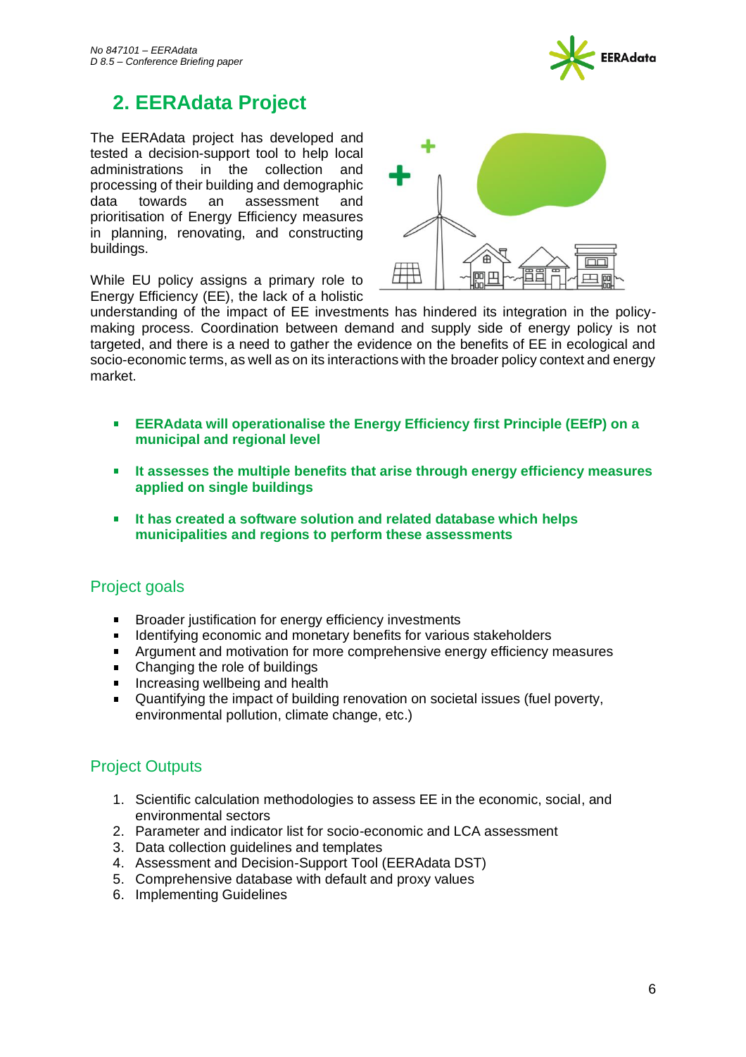## 2. EERAdata Project

The EERAdata project has developed and tested a decision-support tool to help local administrations in the collection and processing of their building and demographic data towards an assessment and prioritisation of Energy Efficiency measures in planning, renovating, and constructing buildings.

While EU policy assigns a primary role to Energy Efficiency (EE), the lack of a holistic understanding of the impact of EE investments has hindered its integration in the policy-making process. Coordination between demand and supply side of energy policy is not targeted, and there is a need to gather the evidence on the benefits of EE in ecological and socio-economic terms, as well as on its interactions with the broader policy context and energy market.

- **EERAdata will operationalise the Energy Efficiency first Principle (EEfP) on a municipal and regional level**
- **It assesses the multiple benefits that arise through energy efficiency measures applied on single buildings**
- **It has created a software solution and related database which helps municipalities and regions to perform these assessments**

### Project goals

- Broader justification for energy efficiency investments
- Identifying economic and monetary benefits for various stakeholders
- Argument and motivation for more comprehensive energy efficiency measures
- Changing the role of buildings
- Increasing wellbeing and health
- Quantifying the impact of building renovation on societal issues (fuel poverty, environmental pollution, climate change, etc.)

### Project Outputs

1. Scientific calculation methodologies to assess EE in the economic, social, and environmental sectors
2. Parameter and indicator list for socio-economic and LCA assessment
3. Data collection guidelines and templates
4. Assessment and Decision-Support Tool (EERAdata DST)
5. Comprehensive database with default and proxy values
6. Implementing Guidelines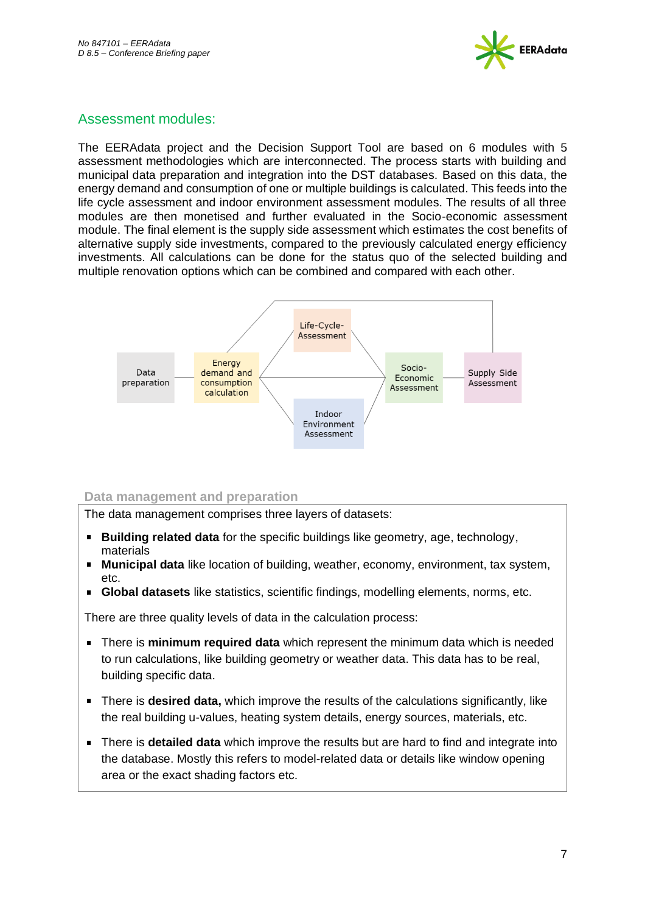## Assessment modules:

The EERAdata project and the Decision Support Tool are based on 6 modules with 5 assessment methodologies which are interconnected. The process starts with building and municipal data preparation and integration into the DST databases. Based on this data, the energy demand and consumption of one or multiple buildings is calculated. This feeds into the life cycle assessment and indoor environment assessment modules. The results of all three modules are then monetised and further evaluated in the Socio-economic assessment module. The final element is the supply side assessment which estimates the cost benefits of alternative supply side investments, compared to the previously calculated energy efficiency investments. All calculations can be done for the status quo of the selected building and multiple renovation options which can be combined and compared with each other.

Data preparation — Energy demand and consumption calculation — Life-Cycle-Assessment — Indoor Environment Assessment — Socio-Economic Assessment — Supply Side Assessment

### Data management and preparation

The data management comprises three layers of datasets:

- **Building related data** for the specific buildings like geometry, age, technology, materials
- **Municipal data** like location of building, weather, economy, environment, tax system, etc.
- **Global datasets** like statistics, scientific findings, modelling elements, norms, etc.

There are three quality levels of data in the calculation process:

- There is **minimum required data** which represent the minimum data which is needed to run calculations, like building geometry or weather data. This data has to be real, building specific data.
- There is **desired data,** which improve the results of the calculations significantly, like the real building u-values, heating system details, energy sources, materials, etc.
- There is **detailed data** which improve the results but are hard to find and integrate into the database. Mostly this refers to model-related data or details like window opening area or the exact shading factors etc.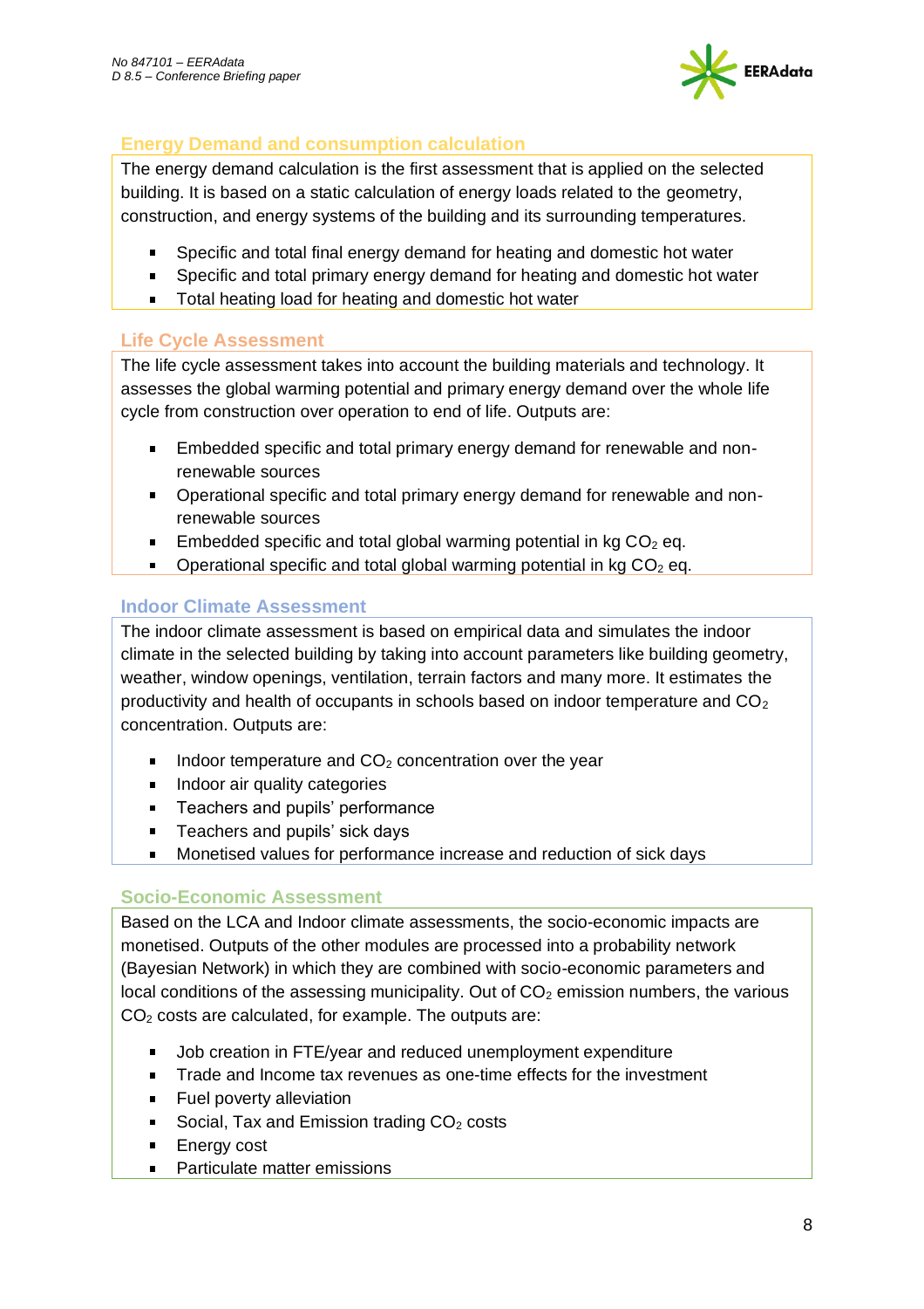## Energy Demand and consumption calculation

The energy demand calculation is the first assessment that is applied on the selected building. It is based on a static calculation of energy loads related to the geometry, construction, and energy systems of the building and its surrounding temperatures.

- Specific and total final energy demand for heating and domestic hot water
- Specific and total primary energy demand for heating and domestic hot water
- Total heating load for heating and domestic hot water

## Life Cycle Assessment

The life cycle assessment takes into account the building materials and technology. It assesses the global warming potential and primary energy demand over the whole life cycle from construction over operation to end of life. Outputs are:

- Embedded specific and total primary energy demand for renewable and non-renewable sources
- Operational specific and total primary energy demand for renewable and non-renewable sources
- Embedded specific and total global warming potential in kg $CO_2$ eq.
- Operational specific and total global warming potential in kg $CO_2$ eq.

## Indoor Climate Assessment

The indoor climate assessment is based on empirical data and simulates the indoor climate in the selected building by taking into account parameters like building geometry, weather, window openings, ventilation, terrain factors and many more. It estimates the productivity and health of occupants in schools based on indoor temperature and $CO_2$ concentration. Outputs are:

- Indoor temperature and $CO_2$ concentration over the year
- Indoor air quality categories
- Teachers and pupils' performance
- Teachers and pupils' sick days
- Monetised values for performance increase and reduction of sick days

## Socio-Economic Assessment

Based on the LCA and Indoor climate assessments, the socio-economic impacts are monetised. Outputs of the other modules are processed into a probability network (Bayesian Network) in which they are combined with socio-economic parameters and local conditions of the assessing municipality. Out of $CO_2$ emission numbers, the various $CO_2$ costs are calculated, for example. The outputs are:

- Job creation in FTE/year and reduced unemployment expenditure
- Trade and Income tax revenues as one-time effects for the investment
- Fuel poverty alleviation
- Social, Tax and Emission trading $CO_2$ costs
- Energy cost
- Particulate matter emissions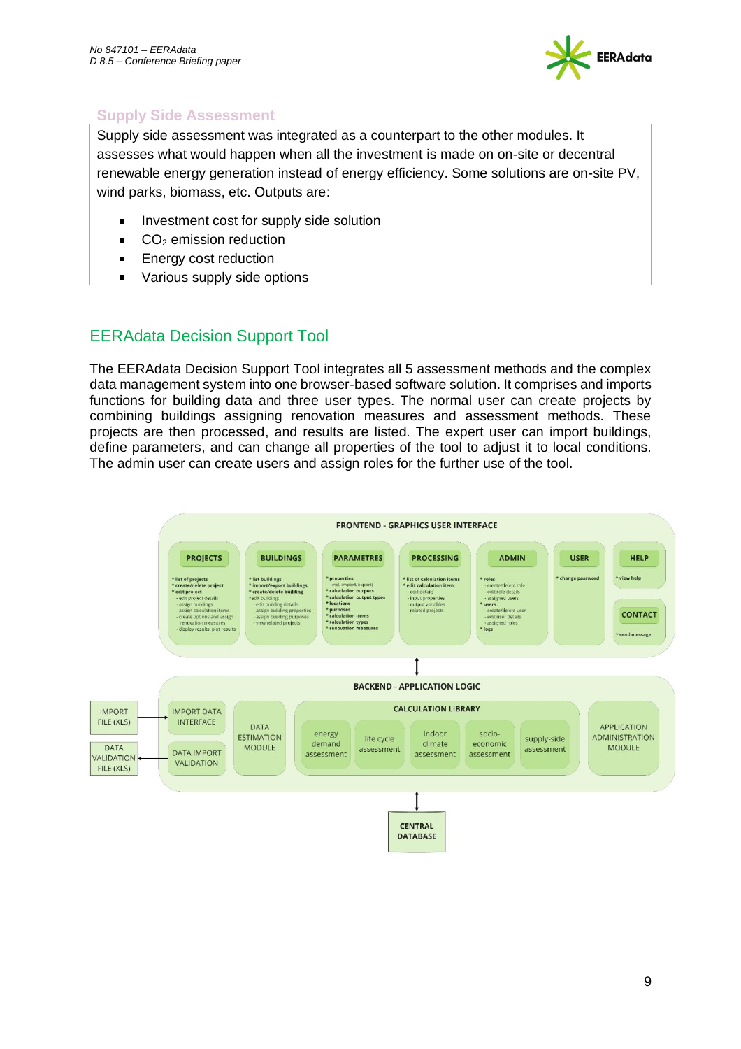### Supply Side Assessment

Supply side assessment was integrated as a counterpart to the other modules. It assesses what would happen when all the investment is made on on-site or decentral renewable energy generation instead of energy efficiency. Some solutions are on-site PV, wind parks, biomass, etc. Outputs are:

- Investment cost for supply side solution
- $CO_2$ emission reduction
- Energy cost reduction
- Various supply side options

## EERAdata Decision Support Tool

The EERAdata Decision Support Tool integrates all 5 assessment methods and the complex data management system into one browser-based software solution. It comprises and imports functions for building data and three user types. The normal user can create projects by combining buildings assigning renovation measures and assessment methods. These projects are then processed, and results are listed. The expert user can import buildings, define parameters, and can change all properties of the tool to adjust it to local conditions. The admin user can create users and assign roles for the further use of the tool.

FRONTEND - GRAPHICS USER INTERFACE

PROJECTS: * list of projects; * create/delete project; * edit project - edit project details - assign buildings - assign calculation items - create options and assign renovation measures - display results, plot results

BUILDINGS: * list buildings; * import/export buildings; * create/delete building; * edit building: - edit building details - assign building properties - assign building purposes - view related projects

PARAMETRES: * properties (incl. import/export); * calculation outputs; * calculation output types; * locations; * purposes; * calculation items; * calculation types; * renovation measures

PROCESSING: * list of calculation items; * edit calculation item: - edit details - input properties - output variables - related projects

ADMIN: * roles - create/delete role - edit role details - assigned users; * users - create/delete user - edit user details - assigned roles; * logs

USER: * change password

HELP: * view help

CONTACT: * send message

BACKEND - APPLICATION LOGIC

IMPORT FILE (XLS) → IMPORT DATA INTERFACE; DATA IMPORT VALIDATION → DATA VALIDATION FILE (XLS); DATA ESTIMATION MODULE; CALCULATION LIBRARY: energy demand assessment, life cycle assessment, indoor climate assessment, socio-economic assessment, supply-side assessment; APPLICATION ADMINISTRATION MODULE

CENTRAL DATABASE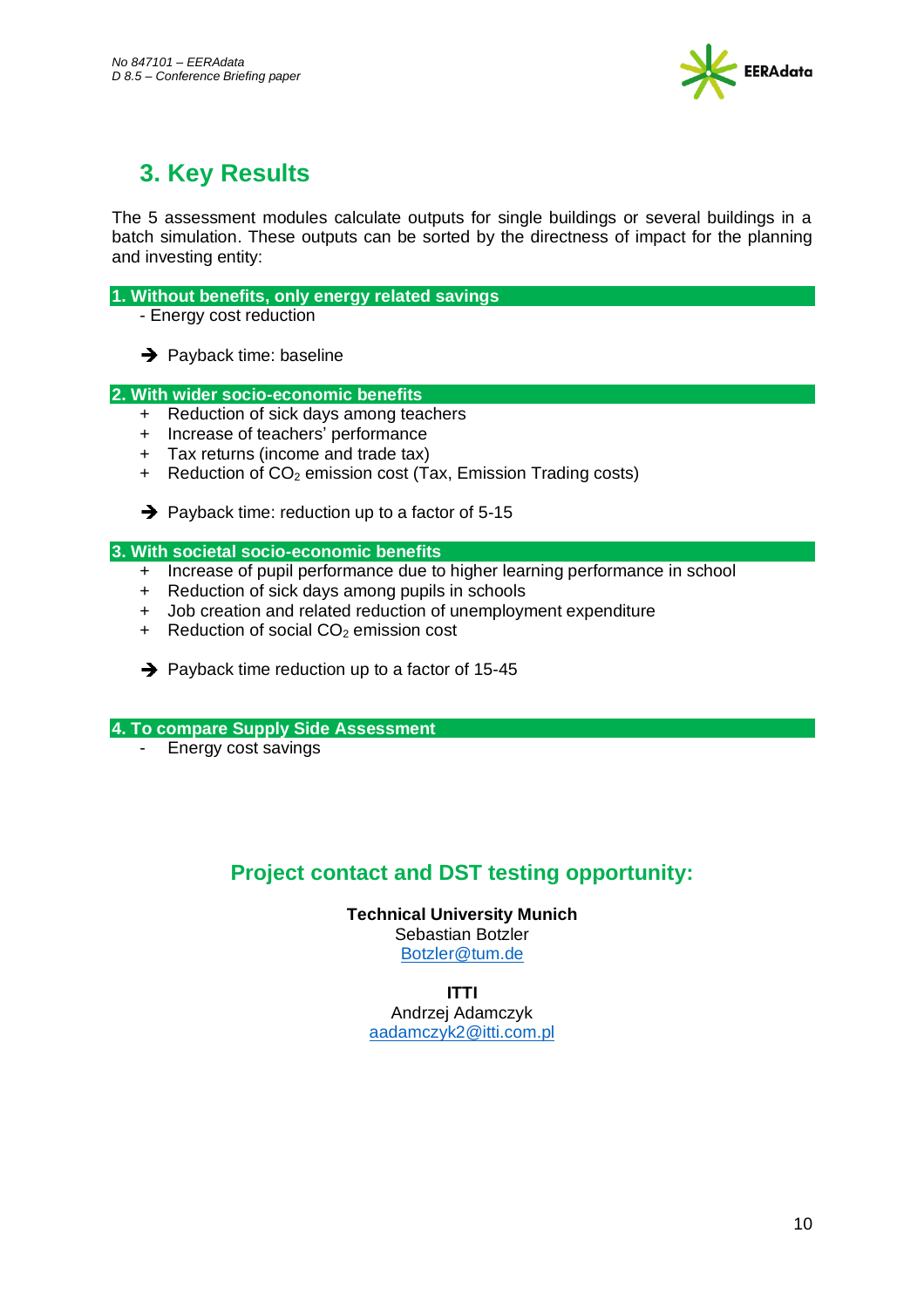## 3. Key Results

The 5 assessment modules calculate outputs for single buildings or several buildings in a batch simulation. These outputs can be sorted by the directness of impact for the planning and investing entity:

**1. Without benefits, only energy related savings**

- Energy cost reduction

➔ Payback time: baseline

**2. With wider socio-economic benefits**

+ Reduction of sick days among teachers
+ Increase of teachers' performance
+ Tax returns (income and trade tax)
+ Reduction of $CO_2$ emission cost (Tax, Emission Trading costs)

➔ Payback time: reduction up to a factor of 5-15

**3. With societal socio-economic benefits**

+ Increase of pupil performance due to higher learning performance in school
+ Reduction of sick days among pupils in schools
+ Job creation and related reduction of unemployment expenditure
+ Reduction of social $CO_2$ emission cost

➔ Payback time reduction up to a factor of 15-45

**4. To compare Supply Side Assessment**

- Energy cost savings

### Project contact and DST testing opportunity:

**Technical University Munich**
Sebastian Botzler
Botzler@tum.de

**ITTI**
Andrzej Adamczyk
aadamczyk2@itti.com.pl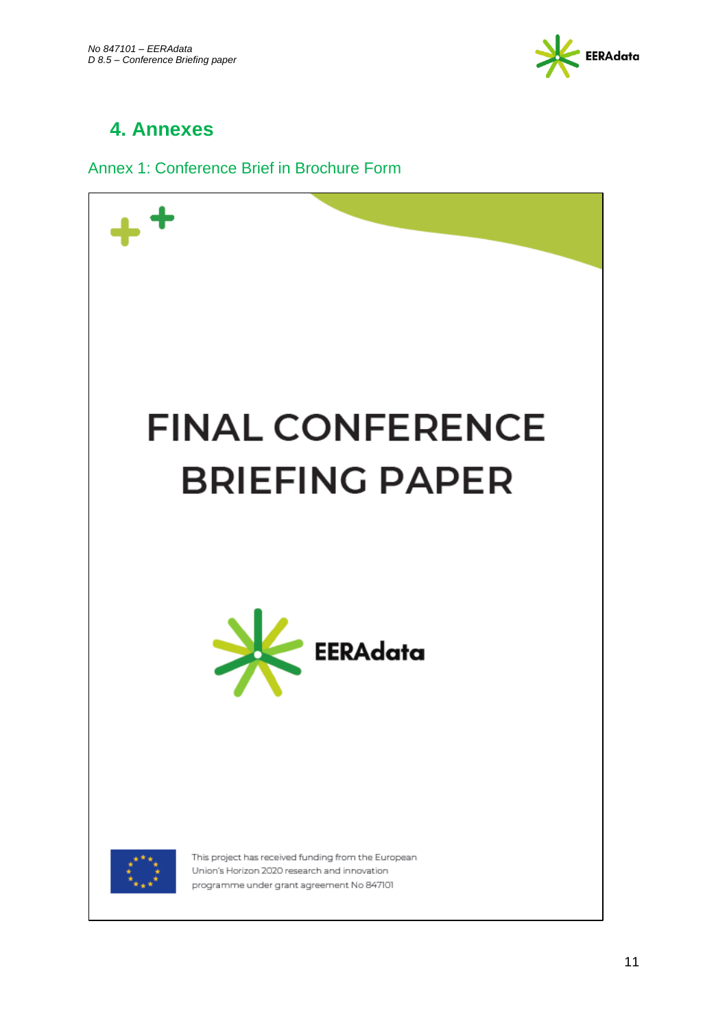## 4. Annexes

### Annex 1: Conference Brief in Brochure Form

FINAL CONFERENCE BRIEFING PAPER

EERAdata

This project has received funding from the European Union's Horizon 2020 research and innovation programme under grant agreement No 847101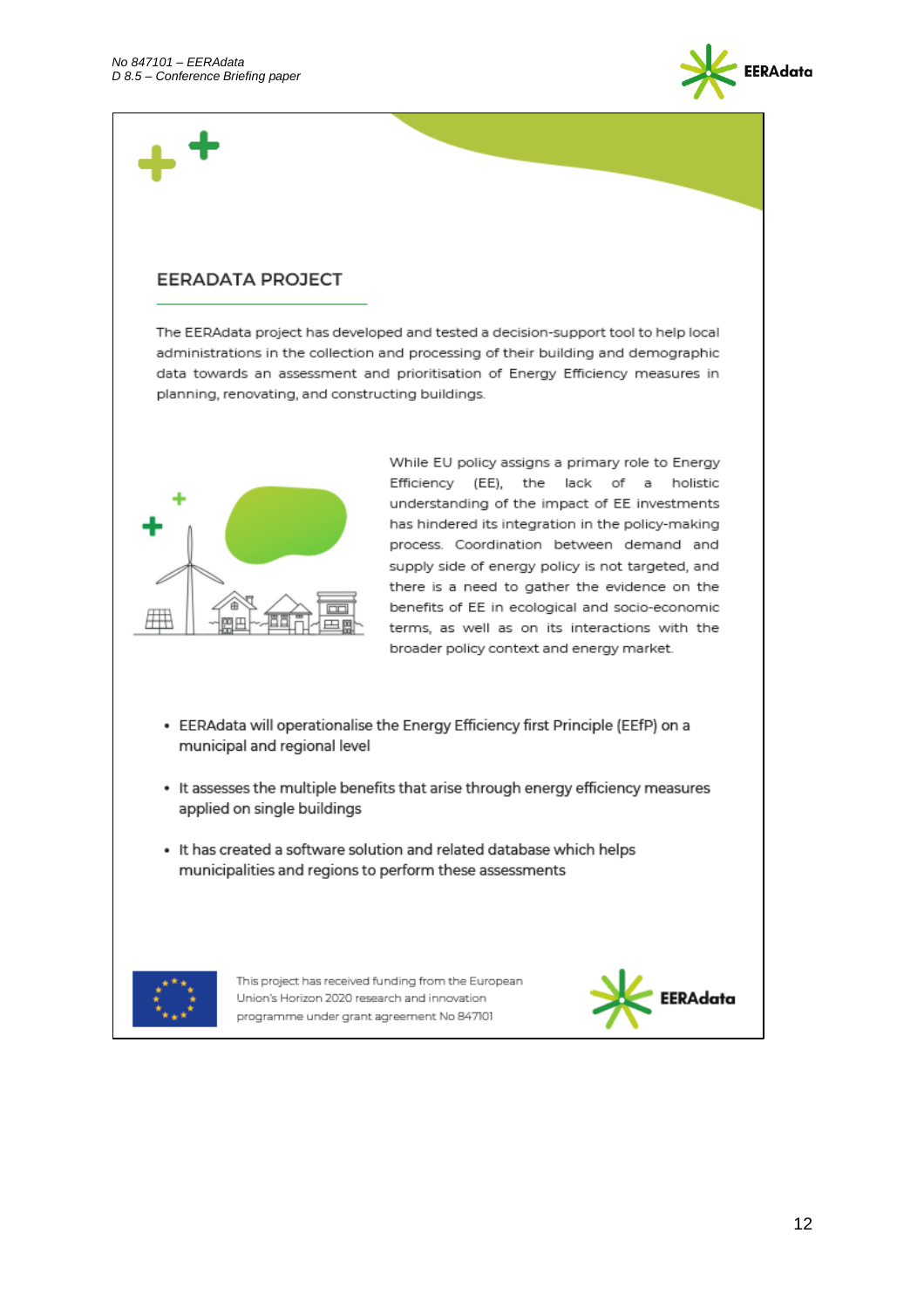## EERADATA PROJECT

The EERAdata project has developed and tested a decision-support tool to help local administrations in the collection and processing of their building and demographic data towards an assessment and prioritisation of Energy Efficiency measures in planning, renovating, and constructing buildings.

While EU policy assigns a primary role to Energy Efficiency (EE), the lack of a holistic understanding of the impact of EE investments has hindered its integration in the policy-making process. Coordination between demand and supply side of energy policy is not targeted, and there is a need to gather the evidence on the benefits of EE in ecological and socio-economic terms, as well as on its interactions with the broader policy context and energy market.

- EERAdata will operationalise the Energy Efficiency first Principle (EEfP) on a municipal and regional level
- It assesses the multiple benefits that arise through energy efficiency measures applied on single buildings
- It has created a software solution and related database which helps municipalities and regions to perform these assessments

This project has received funding from the European Union's Horizon 2020 research and innovation programme under grant agreement No 847101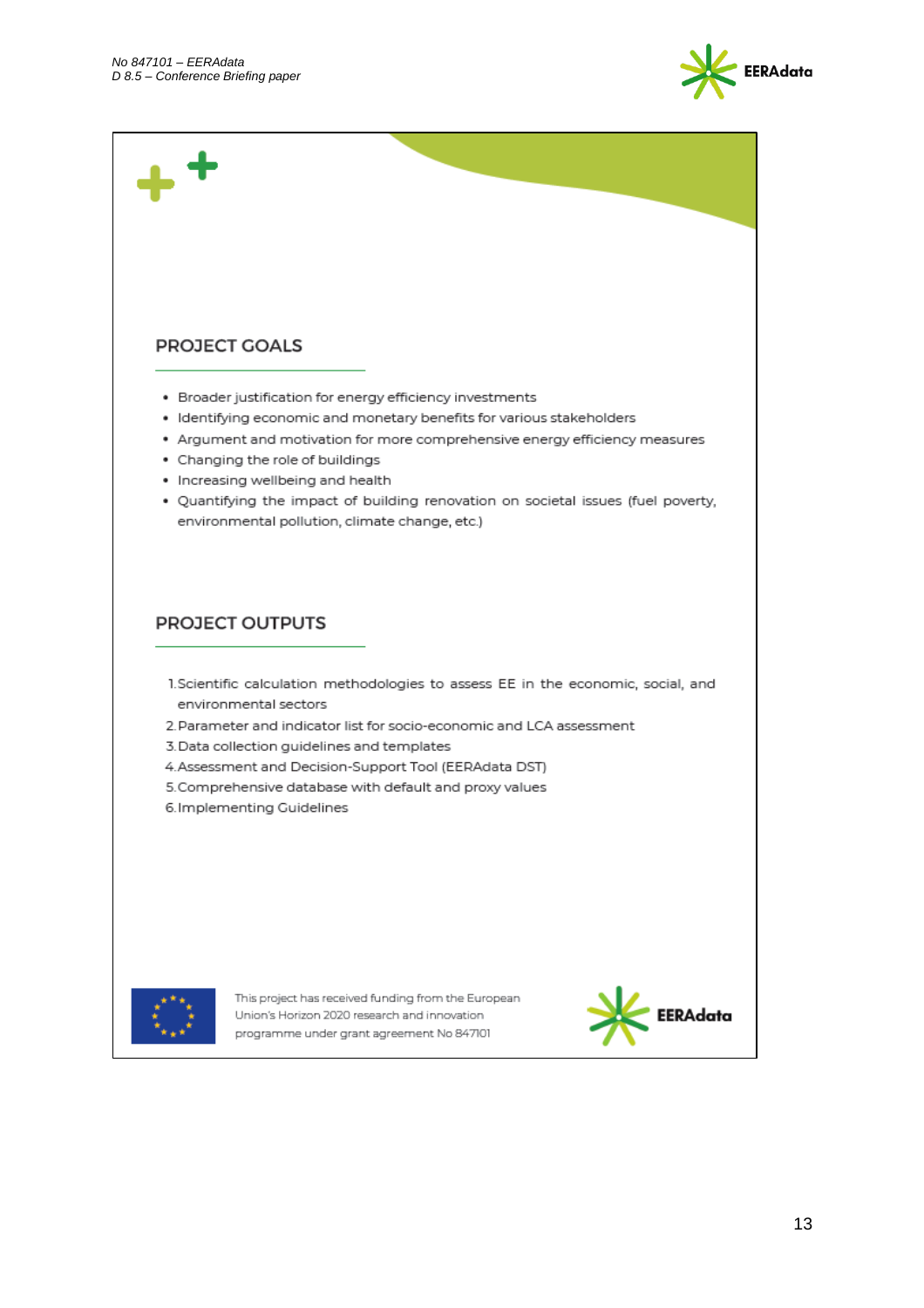## PROJECT GOALS

- Broader justification for energy efficiency investments
- Identifying economic and monetary benefits for various stakeholders
- Argument and motivation for more comprehensive energy efficiency measures
- Changing the role of buildings
- Increasing wellbeing and health
- Quantifying the impact of building renovation on societal issues (fuel poverty, environmental pollution, climate change, etc.)

## PROJECT OUTPUTS

1. Scientific calculation methodologies to assess EE in the economic, social, and environmental sectors
2. Parameter and indicator list for socio-economic and LCA assessment
3. Data collection guidelines and templates
4. Assessment and Decision-Support Tool (EERAdata DST)
5. Comprehensive database with default and proxy values
6. Implementing Guidelines

This project has received funding from the European Union's Horizon 2020 research and innovation programme under grant agreement No 847101

EERAdata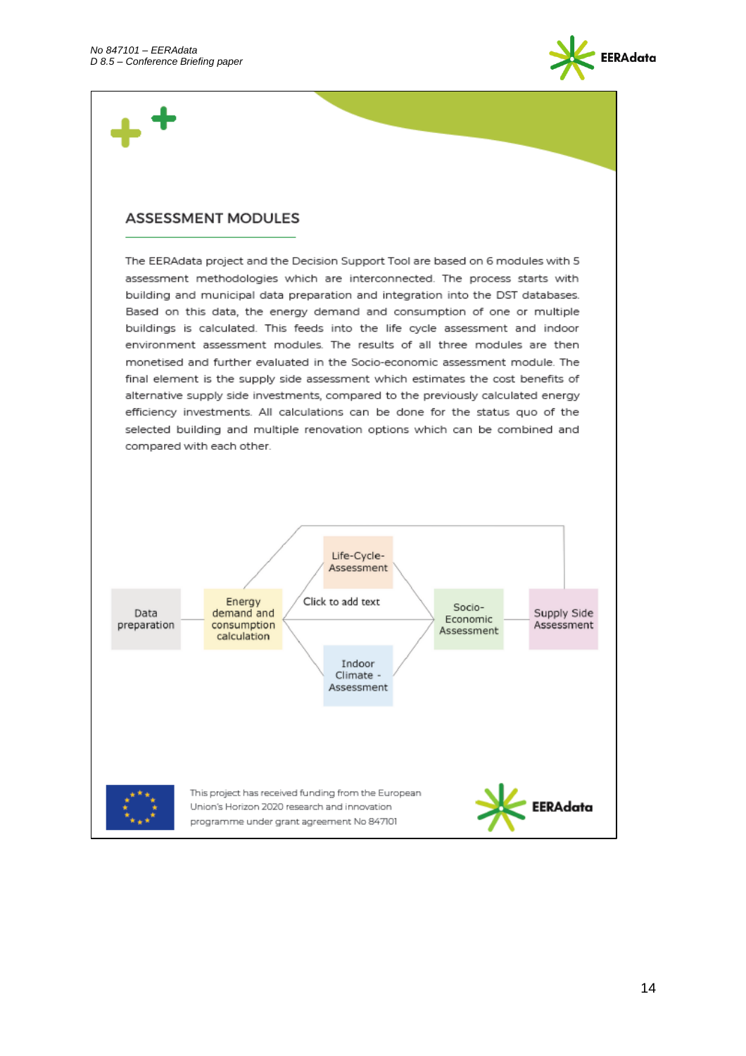## ASSESSMENT MODULES

The EERAdata project and the Decision Support Tool are based on 6 modules with 5 assessment methodologies which are interconnected. The process starts with building and municipal data preparation and integration into the DST databases. Based on this data, the energy demand and consumption of one or multiple buildings is calculated. This feeds into the life cycle assessment and indoor environment assessment modules. The results of all three modules are then monetised and further evaluated in the Socio-economic assessment module. The final element is the supply side assessment which estimates the cost benefits of alternative supply side investments, compared to the previously calculated energy efficiency investments. All calculations can be done for the status quo of the selected building and multiple renovation options which can be combined and compared with each other.

Data preparation

Energy demand and consumption calculation

Life-Cycle-Assessment

Click to add text

Indoor Climate - Assessment

Socio-Economic Assessment

Supply Side Assessment

This project has received funding from the European Union's Horizon 2020 research and innovation programme under grant agreement No 847101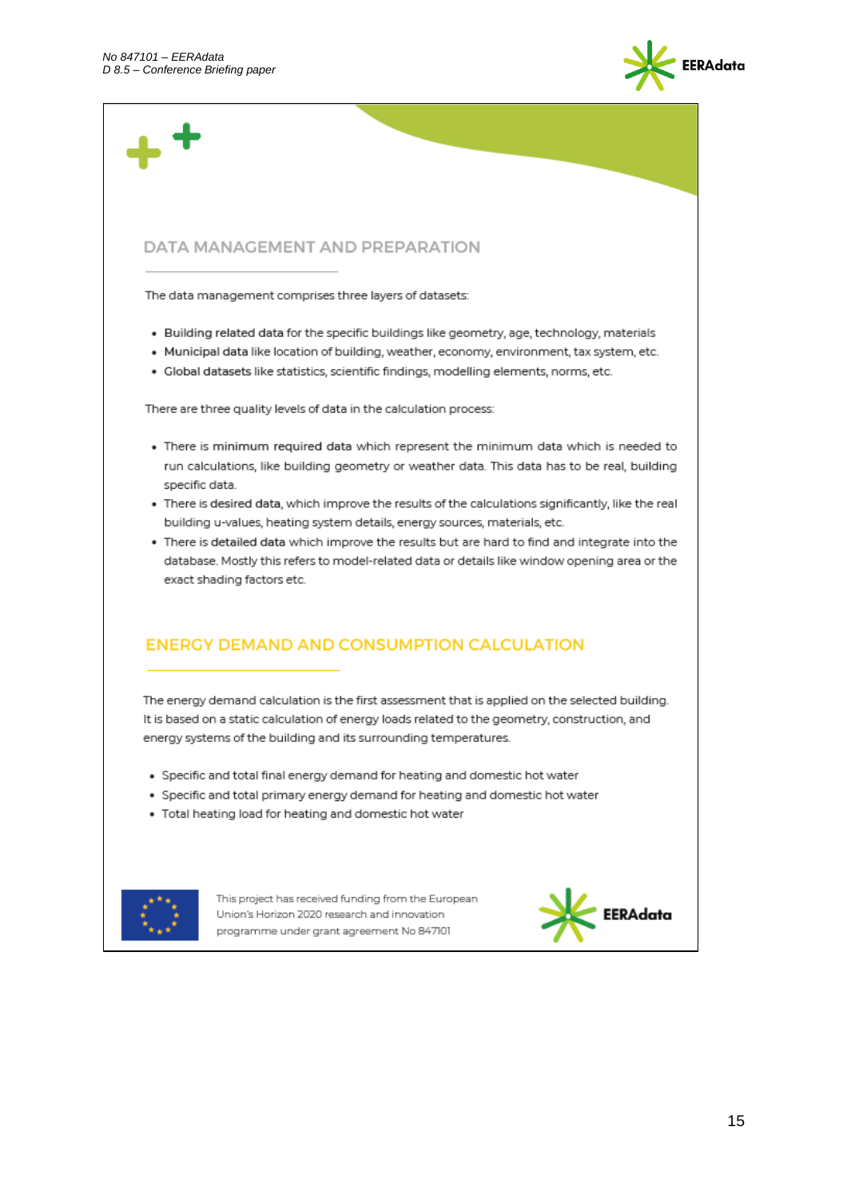## DATA MANAGEMENT AND PREPARATION

The data management comprises three layers of datasets:

- **Building related data** for the specific buildings like geometry, age, technology, materials
- **Municipal data** like location of building, weather, economy, environment, tax system, etc.
- **Global datasets** like statistics, scientific findings, modelling elements, norms, etc.

There are three quality levels of data in the calculation process:

- There is **minimum required data** which represent the minimum data which is needed to run calculations, like building geometry or weather data. This data has to be real, building specific data.
- There is **desired data**, which improve the results of the calculations significantly, like the real building u-values, heating system details, energy sources, materials, etc.
- There is **detailed data** which improve the results but are hard to find and integrate into the database. Mostly this refers to model-related data or details like window opening area or the exact shading factors etc.

## ENERGY DEMAND AND CONSUMPTION CALCULATION

The energy demand calculation is the first assessment that is applied on the selected building. It is based on a static calculation of energy loads related to the geometry, construction, and energy systems of the building and its surrounding temperatures.

- Specific and total final energy demand for heating and domestic hot water
- Specific and total primary energy demand for heating and domestic hot water
- Total heating load for heating and domestic hot water

This project has received funding from the European Union's Horizon 2020 research and innovation programme under grant agreement No 847101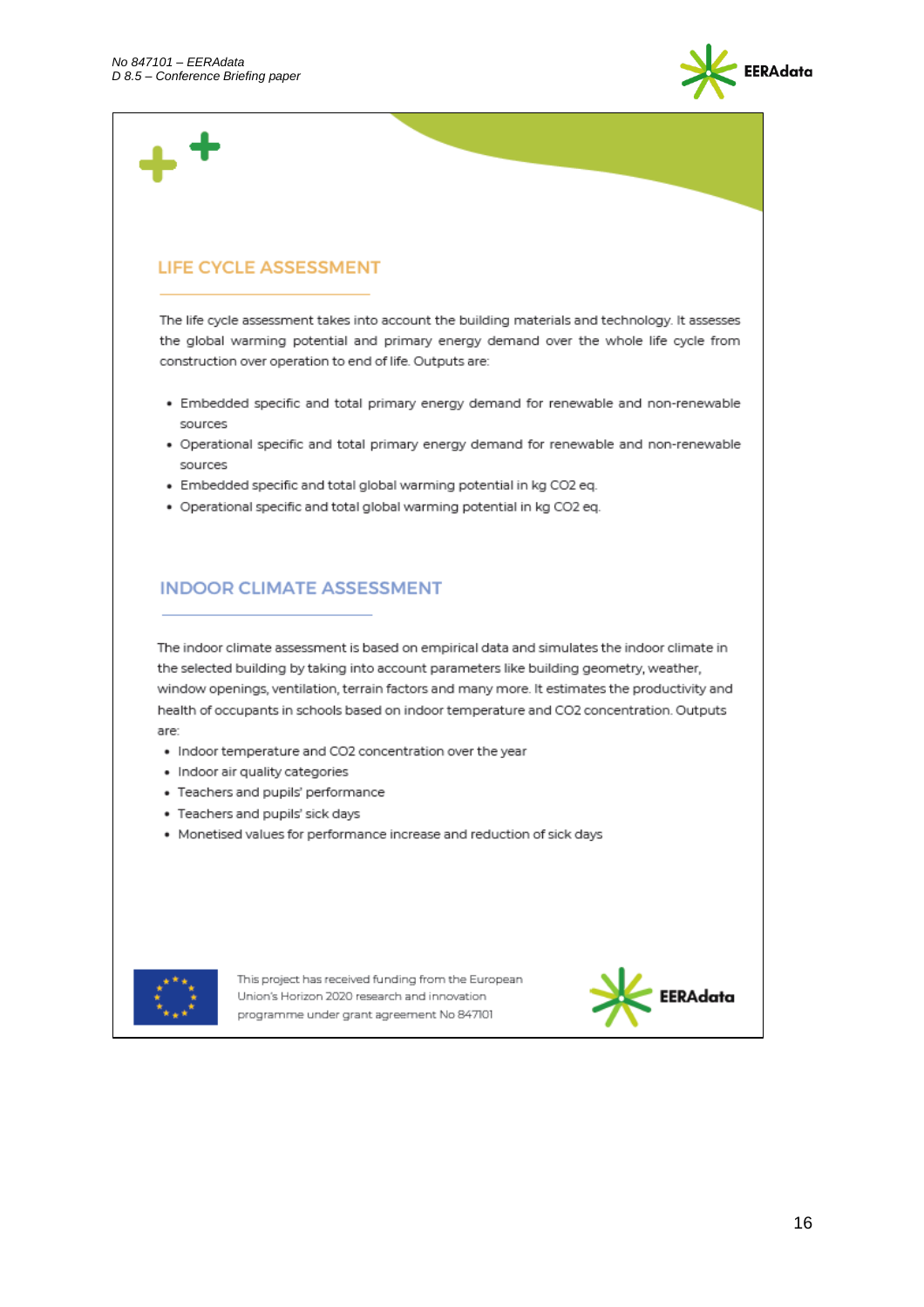## LIFE CYCLE ASSESSMENT

The life cycle assessment takes into account the building materials and technology. It assesses the global warming potential and primary energy demand over the whole life cycle from construction over operation to end of life. Outputs are:

- Embedded specific and total primary energy demand for renewable and non-renewable sources
- Operational specific and total primary energy demand for renewable and non-renewable sources
- Embedded specific and total global warming potential in kg $CO_2$ eq.
- Operational specific and total global warming potential in kg $CO_2$ eq.

## INDOOR CLIMATE ASSESSMENT

The indoor climate assessment is based on empirical data and simulates the indoor climate in the selected building by taking into account parameters like building geometry, weather, window openings, ventilation, terrain factors and many more. It estimates the productivity and health of occupants in schools based on indoor temperature and $CO_2$ concentration. Outputs are:

- Indoor temperature and $CO_2$ concentration over the year
- Indoor air quality categories
- Teachers and pupils' performance
- Teachers and pupils' sick days
- Monetised values for performance increase and reduction of sick days

This project has received funding from the European Union's Horizon 2020 research and innovation programme under grant agreement No 847101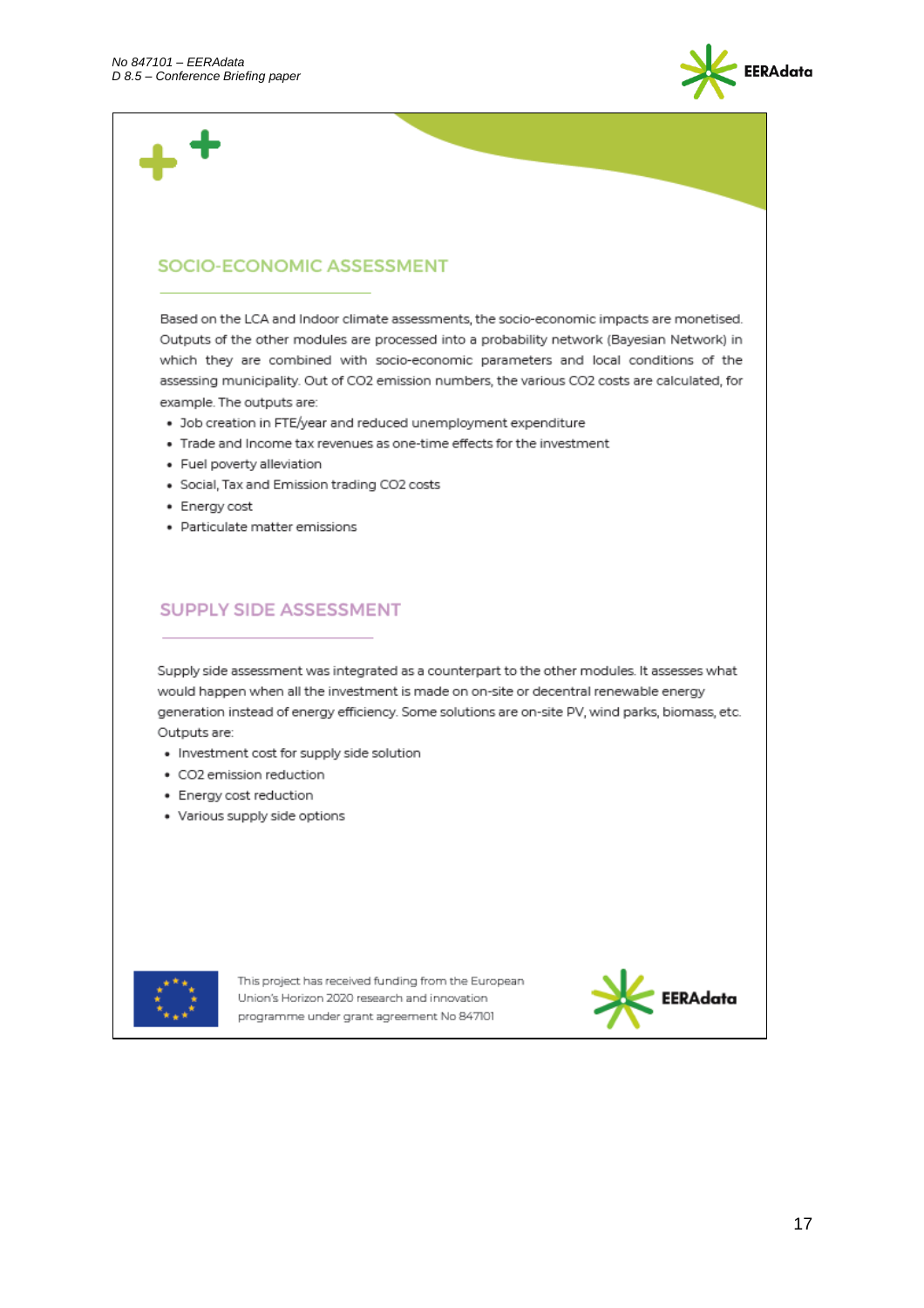## SOCIO-ECONOMIC ASSESSMENT

Based on the LCA and Indoor climate assessments, the socio-economic impacts are monetised. Outputs of the other modules are processed into a probability network (Bayesian Network) in which they are combined with socio-economic parameters and local conditions of the assessing municipality. Out of CO2 emission numbers, the various CO2 costs are calculated, for example. The outputs are:

- Job creation in FTE/year and reduced unemployment expenditure
- Trade and Income tax revenues as one-time effects for the investment
- Fuel poverty alleviation
- Social, Tax and Emission trading CO2 costs
- Energy cost
- Particulate matter emissions

## SUPPLY SIDE ASSESSMENT

Supply side assessment was integrated as a counterpart to the other modules. It assesses what would happen when all the investment is made on on-site or decentral renewable energy generation instead of energy efficiency. Some solutions are on-site PV, wind parks, biomass, etc. Outputs are:

- Investment cost for supply side solution
- CO2 emission reduction
- Energy cost reduction
- Various supply side options

This project has received funding from the European Union's Horizon 2020 research and innovation programme under grant agreement No 847101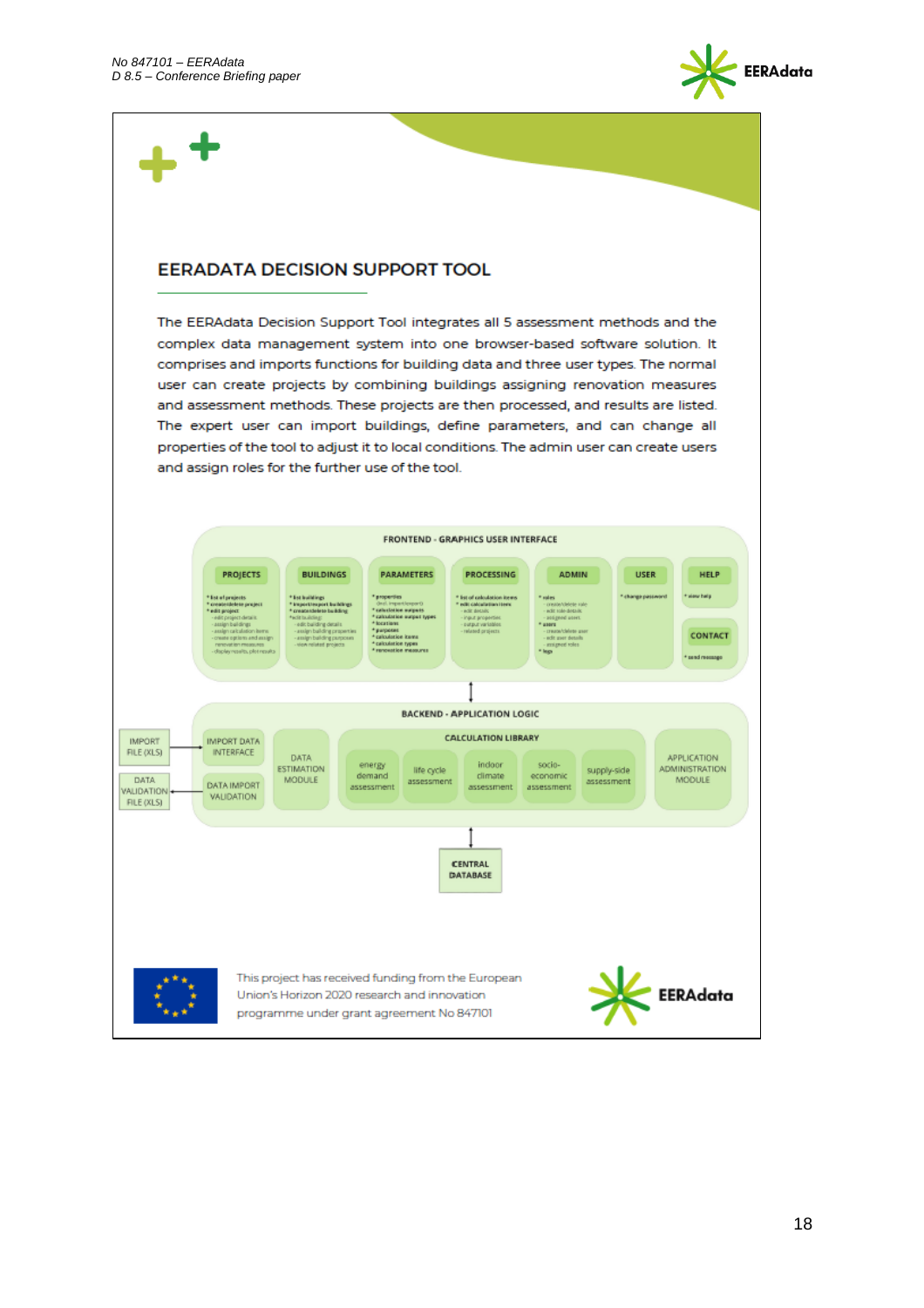## EERADATA DECISION SUPPORT TOOL

The EERAdata Decision Support Tool integrates all 5 assessment methods and the complex data management system into one browser-based software solution. It comprises and imports functions for building data and three user types. The normal user can create projects by combining buildings assigning renovation measures and assessment methods. These projects are then processed, and results are listed. The expert user can import buildings, define parameters, and can change all properties of the tool to adjust it to local conditions. The admin user can create users and assign roles for the further use of the tool.

FRONTEND - GRAPHICS USER INTERFACE

PROJECTS | BUILDINGS | PARAMETERS | PROCESSING | ADMIN | USER | HELP | CONTACT

BACKEND - APPLICATION LOGIC

IMPORT FILE (XLS) | DATA VALIDATION FILE (XLS) | IMPORT DATA INTERFACE | DATA IMPORT VALIDATION | DATA ESTIMATION MODULE

CALCULATION LIBRARY: energy demand assessment | life cycle assessment | indoor climate assessment | socio-economic assessment | supply-side assessment

APPLICATION ADMINISTRATION MODULE

CENTRAL DATABASE

This project has received funding from the European Union's Horizon 2020 research and innovation programme under grant agreement No 847101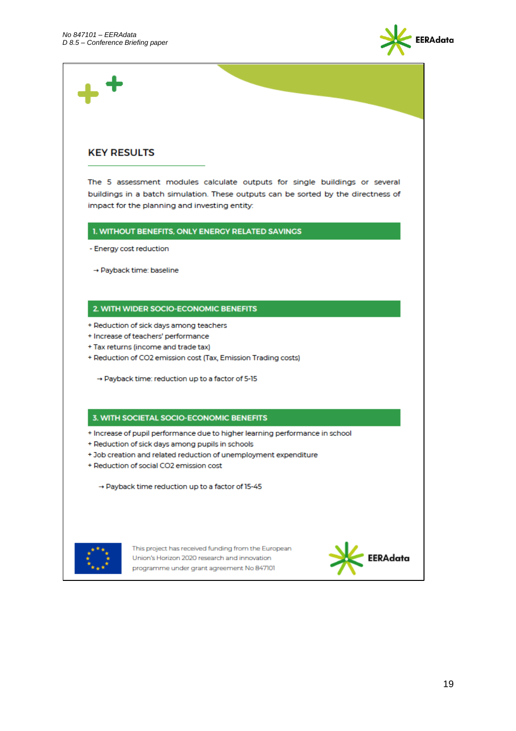## KEY RESULTS

The 5 assessment modules calculate outputs for single buildings or several buildings in a batch simulation. These outputs can be sorted by the directness of impact for the planning and investing entity:

### 1. WITHOUT BENEFITS, ONLY ENERGY RELATED SAVINGS

- Energy cost reduction

→ Payback time: baseline

### 2. WITH WIDER SOCIO-ECONOMIC BENEFITS

+ Reduction of sick days among teachers
+ Increase of teachers' performance
+ Tax returns (income and trade tax)
+ Reduction of $CO_2$ emission cost (Tax, Emission Trading costs)

→ Payback time: reduction up to a factor of 5-15

### 3. WITH SOCIETAL SOCIO-ECONOMIC BENEFITS

+ Increase of pupil performance due to higher learning performance in school
+ Reduction of sick days among pupils in schools
+ Job creation and related reduction of unemployment expenditure
+ Reduction of social $CO_2$ emission cost

→ Payback time reduction up to a factor of 15-45

This project has received funding from the European Union's Horizon 2020 research and innovation programme under grant agreement No 847101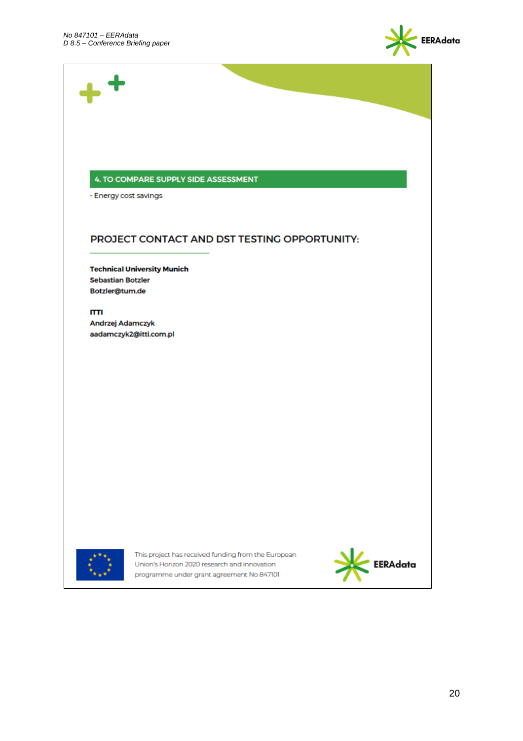## 4. TO COMPARE SUPPLY SIDE ASSESSMENT

- Energy cost savings

## PROJECT CONTACT AND DST TESTING OPPORTUNITY:

**Technical University Munich**
**Sebastian Botzler**
**Botzler@tum.de**

**ITTI**
**Andrzej Adamczyk**
**aadamczyk2@itti.com.pl**

This project has received funding from the European Union's Horizon 2020 research and innovation programme under grant agreement No 847101

EERAdata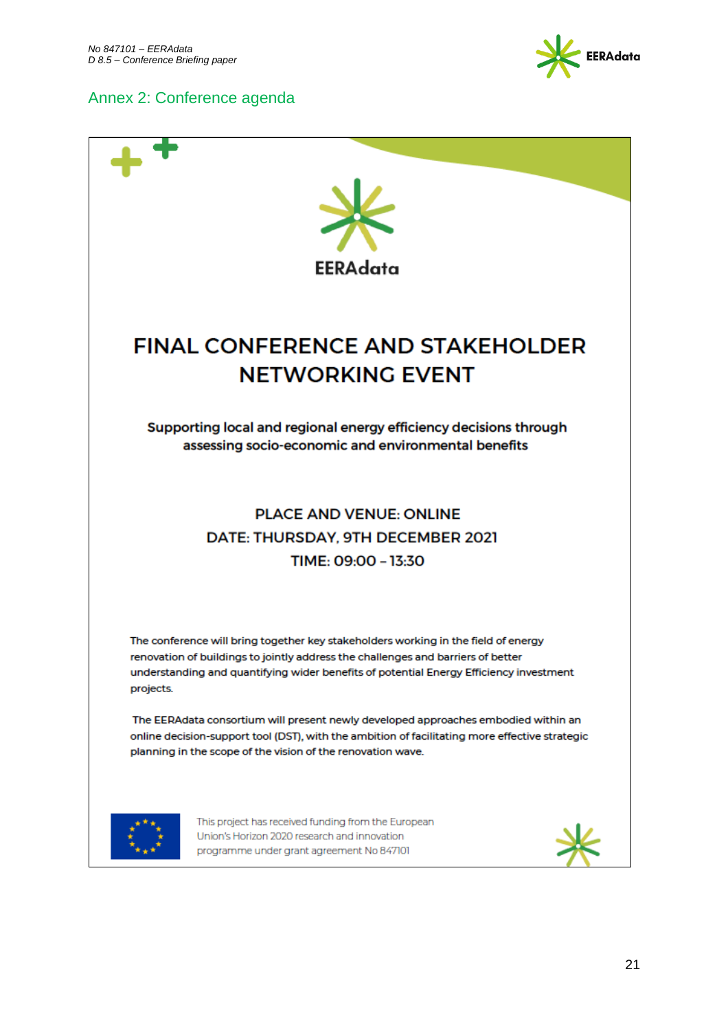## Annex 2: Conference agenda

EERAdata

# FINAL CONFERENCE AND STAKEHOLDER NETWORKING EVENT

**Supporting local and regional energy efficiency decisions through assessing socio-economic and environmental benefits**

PLACE AND VENUE: ONLINE
DATE: THURSDAY, 9TH DECEMBER 2021
TIME: 09:00 – 13:30

The conference will bring together key stakeholders working in the field of energy renovation of buildings to jointly address the challenges and barriers of better understanding and quantifying wider benefits of potential Energy Efficiency investment projects.

The EERAdata consortium will present newly developed approaches embodied within an online decision-support tool (DST), with the ambition of facilitating more effective strategic planning in the scope of the vision of the renovation wave.

This project has received funding from the European Union's Horizon 2020 research and innovation programme under grant agreement No 847101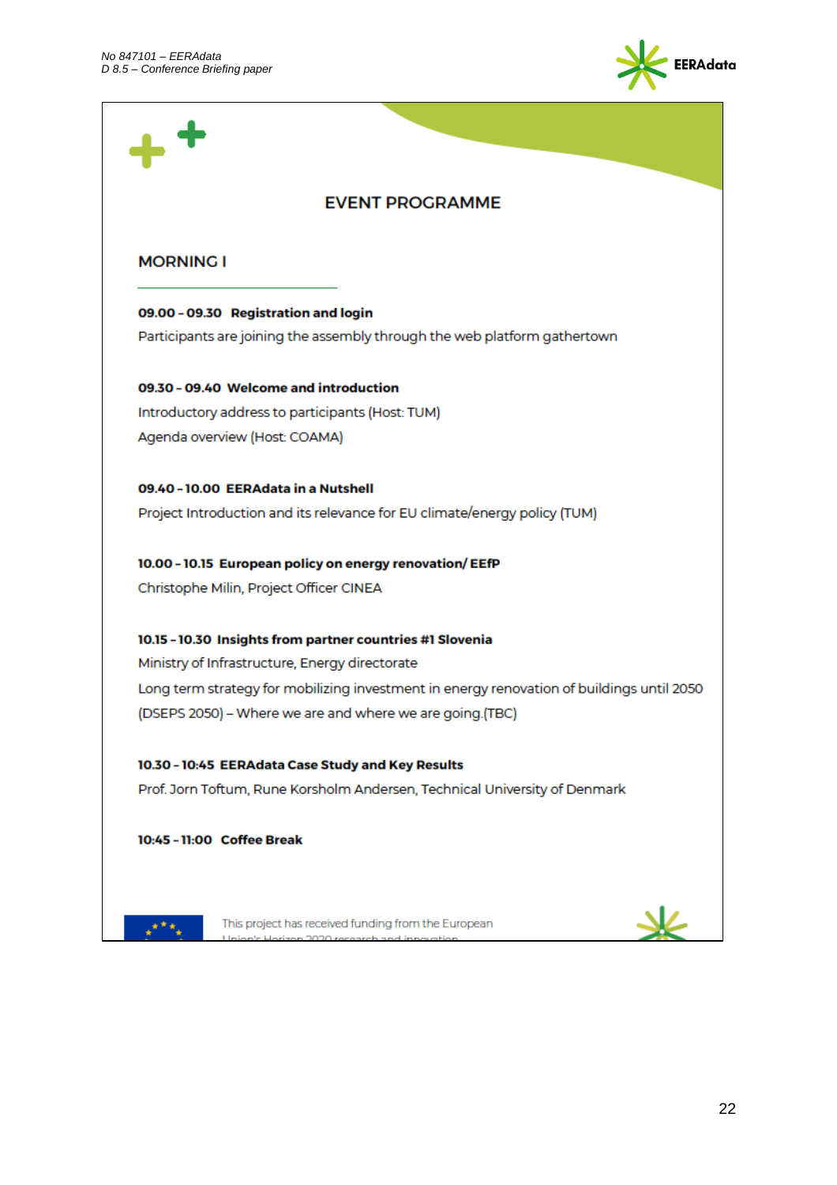## EVENT PROGRAMME

### MORNING I

**09.00 - 09.30 Registration and login**

Participants are joining the assembly through the web platform gathertown

**09.30 - 09.40 Welcome and introduction**

Introductory address to participants (Host: TUM)

Agenda overview (Host: COAMA)

**09.40 - 10.00 EERAdata in a Nutshell**

Project Introduction and its relevance for EU climate/energy policy (TUM)

**10.00 - 10.15 European policy on energy renovation/ EEfP**

Christophe Milin, Project Officer CINEA

**10.15 - 10.30 Insights from partner countries #1 Slovenia**

Ministry of Infrastructure, Energy directorate

Long term strategy for mobilizing investment in energy renovation of buildings until 2050 (DSEPS 2050) – Where we are and where we are going.(TBC)

**10.30 - 10:45 EERAdata Case Study and Key Results**

Prof. Jorn Toftum, Rune Korsholm Andersen, Technical University of Denmark

**10:45 - 11:00 Coffee Break**

This project has received funding from the European Union's Horizon 2020 research and innovation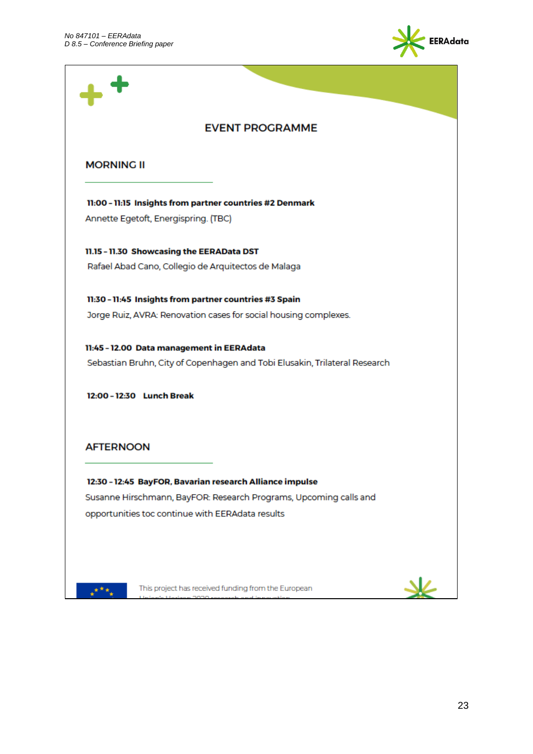## EVENT PROGRAMME

### MORNING II

**11:00 - 11:15 Insights from partner countries #2 Denmark**
Annette Egetoft, Energispring. (TBC)

**11.15 - 11.30 Showcasing the EERAData DST**
Rafael Abad Cano, Collegio de Arquitectos de Malaga

**11:30 - 11:45 Insights from partner countries #3 Spain**
Jorge Ruiz, AVRA: Renovation cases for social housing complexes.

**11:45 - 12.00 Data management in EERAdata**
Sebastian Bruhn, City of Copenhagen and Tobi Elusakin, Trilateral Research

**12:00 - 12:30 Lunch Break**

### AFTERNOON

**12:30 - 12:45 BayFOR, Bavarian research Alliance impulse**
Susanne Hirschmann, BayFOR: Research Programs, Upcoming calls and opportunities toc continue with EERAdata results

This project has received funding from the European Union's Horizon 2020 research and innovation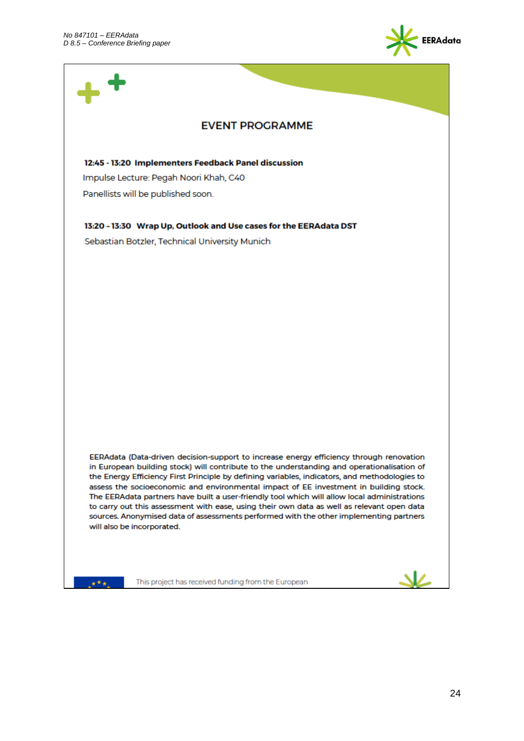## EVENT PROGRAMME

**12:45 - 13:20 Implementers Feedback Panel discussion**

Impulse Lecture: Pegah Noori Khah, C40

Panellists will be published soon.

**13:20 – 13:30 Wrap Up, Outlook and Use cases for the EERAdata DST**

Sebastian Botzler, Technical University Munich

EERAdata (Data-driven decision-support to increase energy efficiency through renovation in European building stock) will contribute to the understanding and operationalisation of the Energy Efficiency First Principle by defining variables, indicators, and methodologies to assess the socioeconomic and environmental impact of EE investment in building stock. The EERAdata partners have built a user-friendly tool which will allow local administrations to carry out this assessment with ease, using their own data as well as relevant open data sources. Anonymised data of assessments performed with the other implementing partners will also be incorporated.

This project has received funding from the European